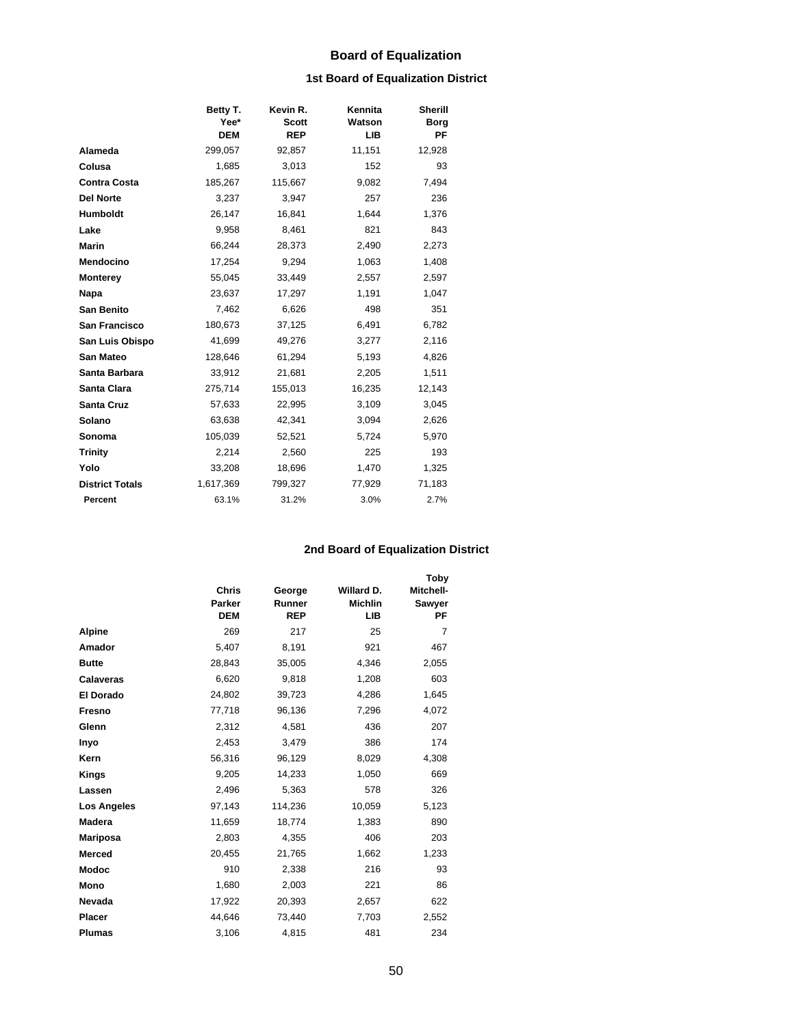# Board of Equalization

## 1st Board of Equalization District

| | Betty T. Yee* DEM | Kevin R. Scott REP | Kennita Watson LIB | Sherill Borg PF |
|---|---|---|---|---|
| **Alameda** | 299,057 | 92,857 | 11,151 | 12,928 |
| **Colusa** | 1,685 | 3,013 | 152 | 93 |
| **Contra Costa** | 185,267 | 115,667 | 9,082 | 7,494 |
| **Del Norte** | 3,237 | 3,947 | 257 | 236 |
| **Humboldt** | 26,147 | 16,841 | 1,644 | 1,376 |
| **Lake** | 9,958 | 8,461 | 821 | 843 |
| **Marin** | 66,244 | 28,373 | 2,490 | 2,273 |
| **Mendocino** | 17,254 | 9,294 | 1,063 | 1,408 |
| **Monterey** | 55,045 | 33,449 | 2,557 | 2,597 |
| **Napa** | 23,637 | 17,297 | 1,191 | 1,047 |
| **San Benito** | 7,462 | 6,626 | 498 | 351 |
| **San Francisco** | 180,673 | 37,125 | 6,491 | 6,782 |
| **San Luis Obispo** | 41,699 | 49,276 | 3,277 | 2,116 |
| **San Mateo** | 128,646 | 61,294 | 5,193 | 4,826 |
| **Santa Barbara** | 33,912 | 21,681 | 2,205 | 1,511 |
| **Santa Clara** | 275,714 | 155,013 | 16,235 | 12,143 |
| **Santa Cruz** | 57,633 | 22,995 | 3,109 | 3,045 |
| **Solano** | 63,638 | 42,341 | 3,094 | 2,626 |
| **Sonoma** | 105,039 | 52,521 | 5,724 | 5,970 |
| **Trinity** | 2,214 | 2,560 | 225 | 193 |
| **Yolo** | 33,208 | 18,696 | 1,470 | 1,325 |
| **District Totals** | 1,617,369 | 799,327 | 77,929 | 71,183 |
| **Percent** | 63.1% | 31.2% | 3.0% | 2.7% |

## 2nd Board of Equalization District

| | Chris Parker DEM | George Runner REP | Willard D. Michlin LIB | Toby Mitchell-Sawyer PF |
|---|---|---|---|---|
| **Alpine** | 269 | 217 | 25 | 7 |
| **Amador** | 5,407 | 8,191 | 921 | 467 |
| **Butte** | 28,843 | 35,005 | 4,346 | 2,055 |
| **Calaveras** | 6,620 | 9,818 | 1,208 | 603 |
| **El Dorado** | 24,802 | 39,723 | 4,286 | 1,645 |
| **Fresno** | 77,718 | 96,136 | 7,296 | 4,072 |
| **Glenn** | 2,312 | 4,581 | 436 | 207 |
| **Inyo** | 2,453 | 3,479 | 386 | 174 |
| **Kern** | 56,316 | 96,129 | 8,029 | 4,308 |
| **Kings** | 9,205 | 14,233 | 1,050 | 669 |
| **Lassen** | 2,496 | 5,363 | 578 | 326 |
| **Los Angeles** | 97,143 | 114,236 | 10,059 | 5,123 |
| **Madera** | 11,659 | 18,774 | 1,383 | 890 |
| **Mariposa** | 2,803 | 4,355 | 406 | 203 |
| **Merced** | 20,455 | 21,765 | 1,662 | 1,233 |
| **Modoc** | 910 | 2,338 | 216 | 93 |
| **Mono** | 1,680 | 2,003 | 221 | 86 |
| **Nevada** | 17,922 | 20,393 | 2,657 | 622 |
| **Placer** | 44,646 | 73,440 | 7,703 | 2,552 |
| **Plumas** | 3,106 | 4,815 | 481 | 234 |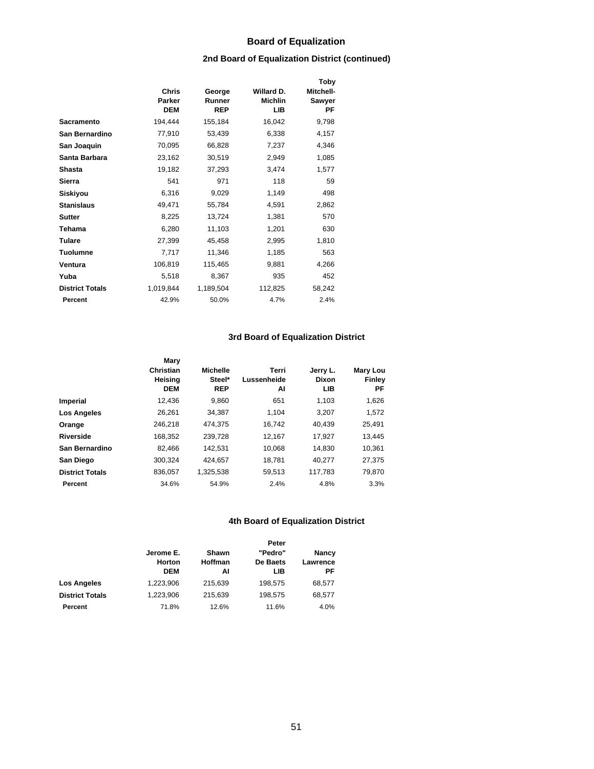# Board of Equalization

## 2nd Board of Equalization District (continued)

| | Chris Parker DEM | George Runner REP | Willard D. Michlin LIB | Toby Mitchell-Sawyer PF |
|---|---|---|---|---|
| **Sacramento** | 194,444 | 155,184 | 16,042 | 9,798 |
| **San Bernardino** | 77,910 | 53,439 | 6,338 | 4,157 |
| **San Joaquin** | 70,095 | 66,828 | 7,237 | 4,346 |
| **Santa Barbara** | 23,162 | 30,519 | 2,949 | 1,085 |
| **Shasta** | 19,182 | 37,293 | 3,474 | 1,577 |
| **Sierra** | 541 | 971 | 118 | 59 |
| **Siskiyou** | 6,316 | 9,029 | 1,149 | 498 |
| **Stanislaus** | 49,471 | 55,784 | 4,591 | 2,862 |
| **Sutter** | 8,225 | 13,724 | 1,381 | 570 |
| **Tehama** | 6,280 | 11,103 | 1,201 | 630 |
| **Tulare** | 27,399 | 45,458 | 2,995 | 1,810 |
| **Tuolumne** | 7,717 | 11,346 | 1,185 | 563 |
| **Ventura** | 106,819 | 115,465 | 9,881 | 4,266 |
| **Yuba** | 5,518 | 8,367 | 935 | 452 |
| **District Totals** | 1,019,844 | 1,189,504 | 112,825 | 58,242 |
| **Percent** | 42.9% | 50.0% | 4.7% | 2.4% |

## 3rd Board of Equalization District

| | Mary Christian Heising DEM | Michelle Steel* REP | Terri Lussenheide AI | Jerry L. Dixon LIB | Mary Lou Finley PF |
|---|---|---|---|---|---|
| **Imperial** | 12,436 | 9,860 | 651 | 1,103 | 1,626 |
| **Los Angeles** | 26,261 | 34,387 | 1,104 | 3,207 | 1,572 |
| **Orange** | 246,218 | 474,375 | 16,742 | 40,439 | 25,491 |
| **Riverside** | 168,352 | 239,728 | 12,167 | 17,927 | 13,445 |
| **San Bernardino** | 82,466 | 142,531 | 10,068 | 14,830 | 10,361 |
| **San Diego** | 300,324 | 424,657 | 18,781 | 40,277 | 27,375 |
| **District Totals** | 836,057 | 1,325,538 | 59,513 | 117,783 | 79,870 |
| **Percent** | 34.6% | 54.9% | 2.4% | 4.8% | 3.3% |

## 4th Board of Equalization District

| | Jerome E. Horton DEM | Shawn Hoffman AI | Peter "Pedro" De Baets LIB | Nancy Lawrence PF |
|---|---|---|---|---|
| **Los Angeles** | 1,223,906 | 215,639 | 198,575 | 68,577 |
| **District Totals** | 1,223,906 | 215,639 | 198,575 | 68,577 |
| **Percent** | 71.8% | 12.6% | 11.6% | 4.0% |